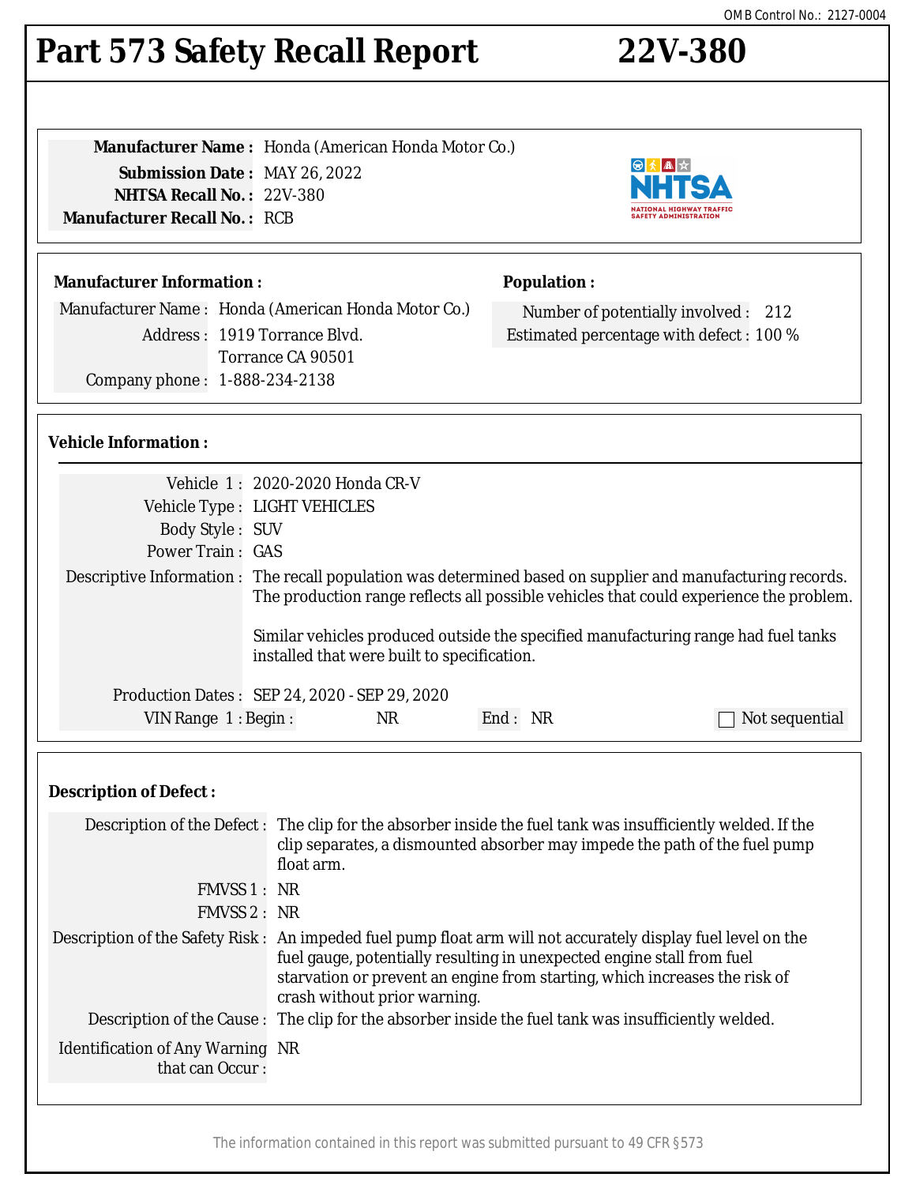OMB Control No.: 2127-0004

# Part 573 Safety Recall Report 22V-380

**Manufacturer Name :** Honda (American Honda Motor Co.)
**Submission Date :** MAY 26, 2022
**NHTSA Recall No. :** 22V-380
**Manufacturer Recall No. :** RCB

## Manufacturer Information :

Manufacturer Name : Honda (American Honda Motor Co.)
Address : 1919 Torrance Blvd.
Torrance CA 90501
Company phone : 1-888-234-2138

## Population :

Number of potentially involved : 212
Estimated percentage with defect : 100 %

## Vehicle Information :

Vehicle 1 : 2020-2020 Honda CR-V
Vehicle Type : LIGHT VEHICLES
Body Style : SUV
Power Train : GAS
Descriptive Information : The recall population was determined based on supplier and manufacturing records. The production range reflects all possible vehicles that could experience the problem.

Similar vehicles produced outside the specified manufacturing range had fuel tanks installed that were built to specification.

Production Dates : SEP 24, 2020 - SEP 29, 2020
VIN Range 1 : Begin : NR End : NR ☐ Not sequential

## Description of Defect :

Description of the Defect : The clip for the absorber inside the fuel tank was insufficiently welded. If the clip separates, a dismounted absorber may impede the path of the fuel pump float arm.

FMVSS 1 : NR
FMVSS 2 : NR

Description of the Safety Risk : An impeded fuel pump float arm will not accurately display fuel level on the fuel gauge, potentially resulting in unexpected engine stall from fuel starvation or prevent an engine from starting, which increases the risk of crash without prior warning.

Description of the Cause : The clip for the absorber inside the fuel tank was insufficiently welded.

Identification of Any Warning that can Occur : NR

The information contained in this report was submitted pursuant to 49 CFR §573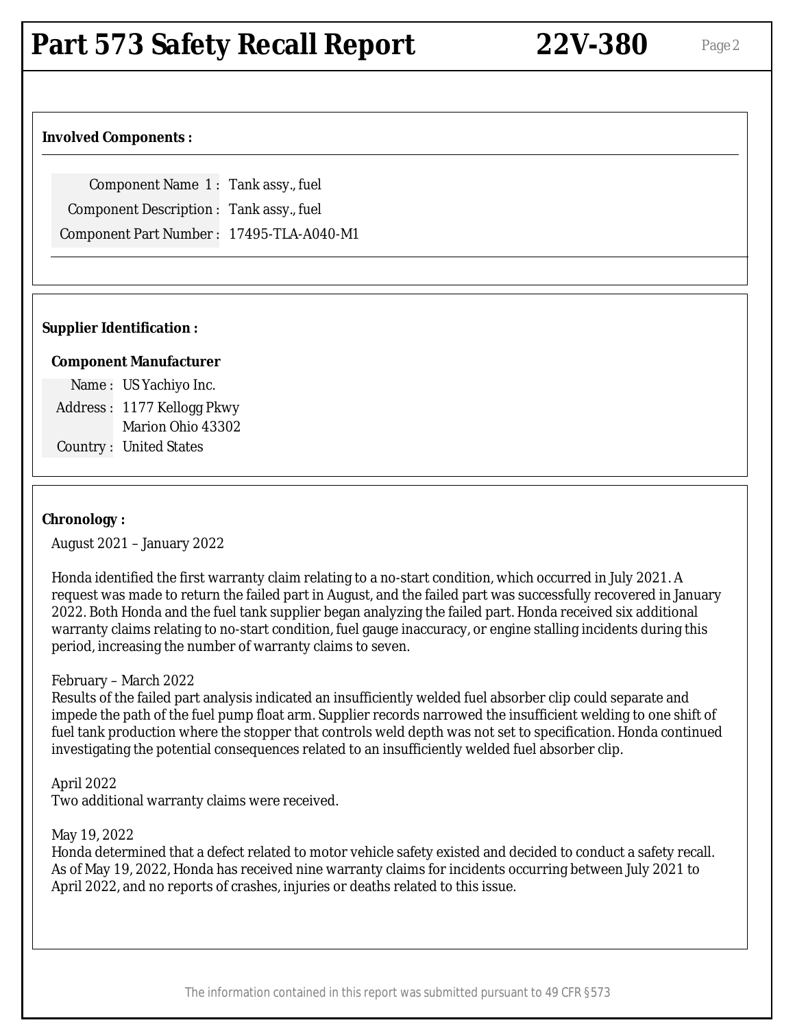# Part 573 Safety Recall Report 22V-380

## Involved Components :

| | |
|---|---|
| Component Name 1 : | Tank assy., fuel |
| Component Description : | Tank assy., fuel |
| Component Part Number : | 17495-TLA-A040-M1 |

## Supplier Identification :

**Component Manufacturer**

| | |
|---|---|
| Name : | US Yachiyo Inc. |
| Address : | 1177 Kellogg Pkwy<br>Marion Ohio 43302 |
| Country : | United States |

## Chronology :

August 2021 – January 2022

Honda identified the first warranty claim relating to a no-start condition, which occurred in July 2021. A request was made to return the failed part in August, and the failed part was successfully recovered in January 2022. Both Honda and the fuel tank supplier began analyzing the failed part. Honda received six additional warranty claims relating to no-start condition, fuel gauge inaccuracy, or engine stalling incidents during this period, increasing the number of warranty claims to seven.

February – March 2022
Results of the failed part analysis indicated an insufficiently welded fuel absorber clip could separate and impede the path of the fuel pump float arm. Supplier records narrowed the insufficient welding to one shift of fuel tank production where the stopper that controls weld depth was not set to specification. Honda continued investigating the potential consequences related to an insufficiently welded fuel absorber clip.

April 2022
Two additional warranty claims were received.

May 19, 2022
Honda determined that a defect related to motor vehicle safety existed and decided to conduct a safety recall. As of May 19, 2022, Honda has received nine warranty claims for incidents occurring between July 2021 to April 2022, and no reports of crashes, injuries or deaths related to this issue.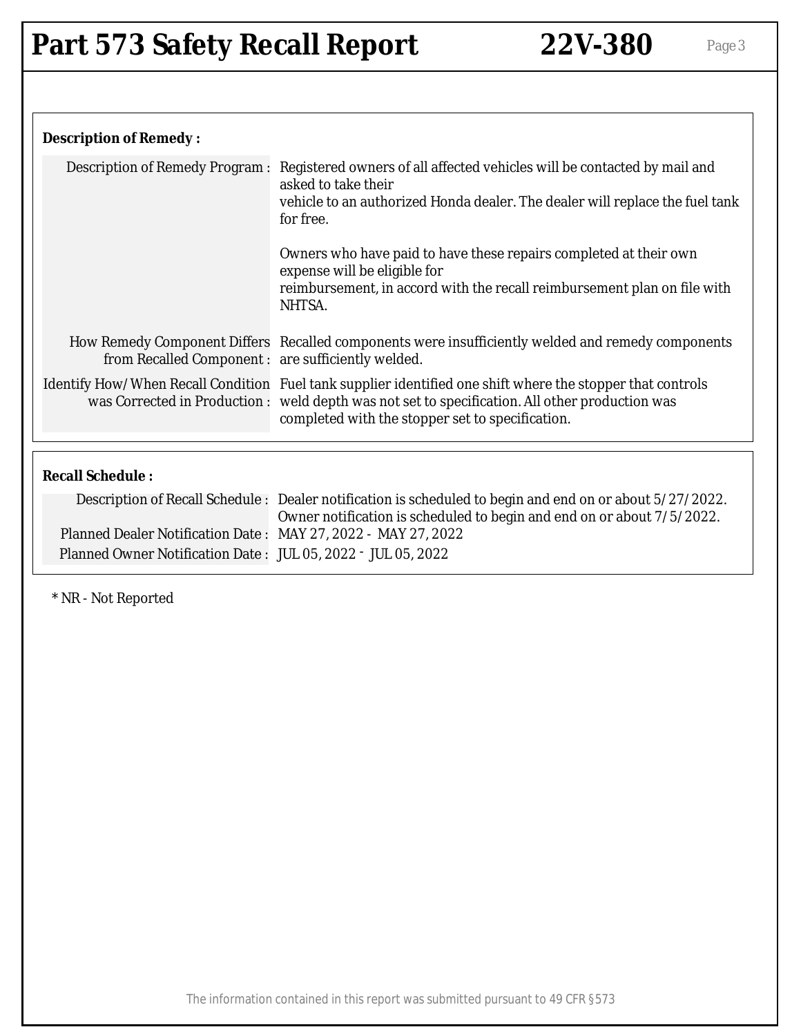# Part 573 Safety Recall Report 22V-380

## Description of Remedy :

| | |
|---|---|
| Description of Remedy Program : | Registered owners of all affected vehicles will be contacted by mail and asked to take their vehicle to an authorized Honda dealer. The dealer will replace the fuel tank for free.<br><br>Owners who have paid to have these repairs completed at their own expense will be eligible for reimbursement, in accord with the recall reimbursement plan on file with NHTSA. |
| How Remedy Component Differs from Recalled Component : | Recalled components were insufficiently welded and remedy components are sufficiently welded. |
| Identify How/When Recall Condition was Corrected in Production : | Fuel tank supplier identified one shift where the stopper that controls weld depth was not set to specification. All other production was completed with the stopper set to specification. |

## Recall Schedule :

| | |
|---|---|
| Description of Recall Schedule : | Dealer notification is scheduled to begin and end on or about 5/27/2022. Owner notification is scheduled to begin and end on or about 7/5/2022. |
| Planned Dealer Notification Date : | MAY 27, 2022 - MAY 27, 2022 |
| Planned Owner Notification Date : | JUL 05, 2022 - JUL 05, 2022 |

* NR - Not Reported

The information contained in this report was submitted pursuant to 49 CFR §573